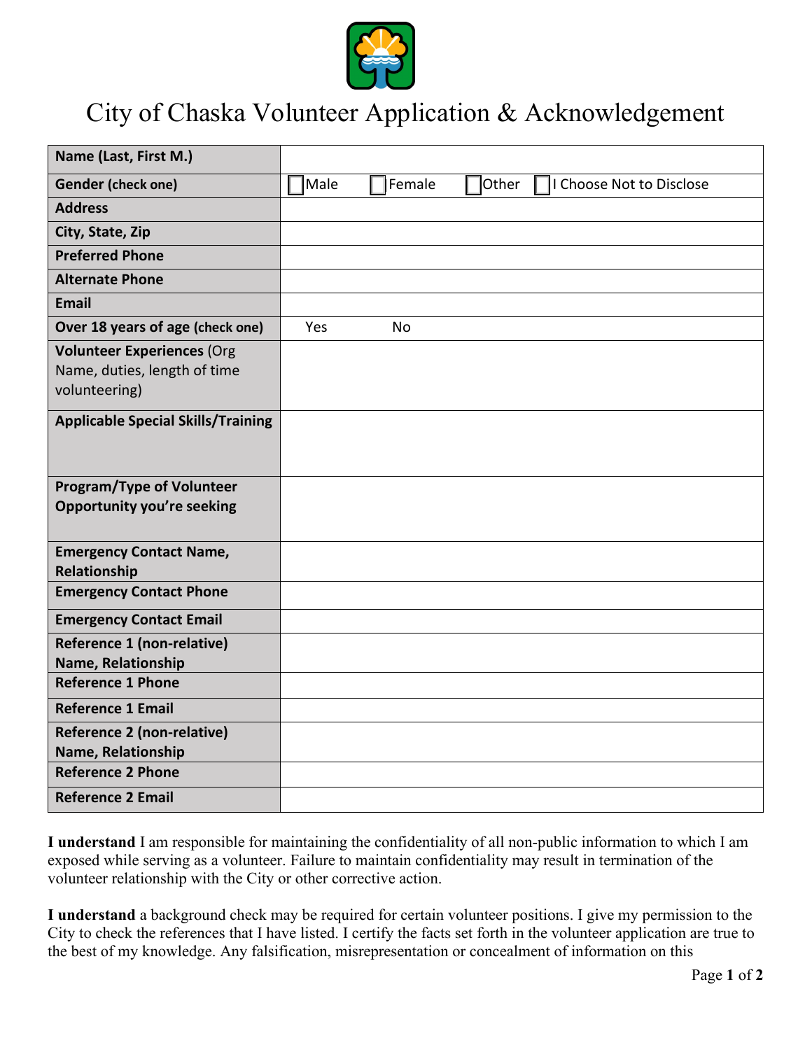# City of Chaska Volunteer Application & Acknowledgement

| | |
|---|---|
| **Name (Last, First M.)** | |
| **Gender (check one)** | ☐ Male ☐ Female ☐ Other ☐ I Choose Not to Disclose |
| **Address** | |
| **City, State, Zip** | |
| **Preferred Phone** | |
| **Alternate Phone** | |
| **Email** | |
| **Over 18 years of age (check one)** | Yes No |
| **Volunteer Experiences** (Org Name, duties, length of time volunteering) | |
| **Applicable Special Skills/Training** | |
| **Program/Type of Volunteer Opportunity you're seeking** | |
| **Emergency Contact Name, Relationship** | |
| **Emergency Contact Phone** | |
| **Emergency Contact Email** | |
| **Reference 1 (non-relative) Name, Relationship** | |
| **Reference 1 Phone** | |
| **Reference 1 Email** | |
| **Reference 2 (non-relative) Name, Relationship** | |
| **Reference 2 Phone** | |
| **Reference 2 Email** | |

**I understand** I am responsible for maintaining the confidentiality of all non-public information to which I am exposed while serving as a volunteer. Failure to maintain confidentiality may result in termination of the volunteer relationship with the City or other corrective action.

**I understand** a background check may be required for certain volunteer positions. I give my permission to the City to check the references that I have listed. I certify the facts set forth in the volunteer application are true to the best of my knowledge. Any falsification, misrepresentation or concealment of information on this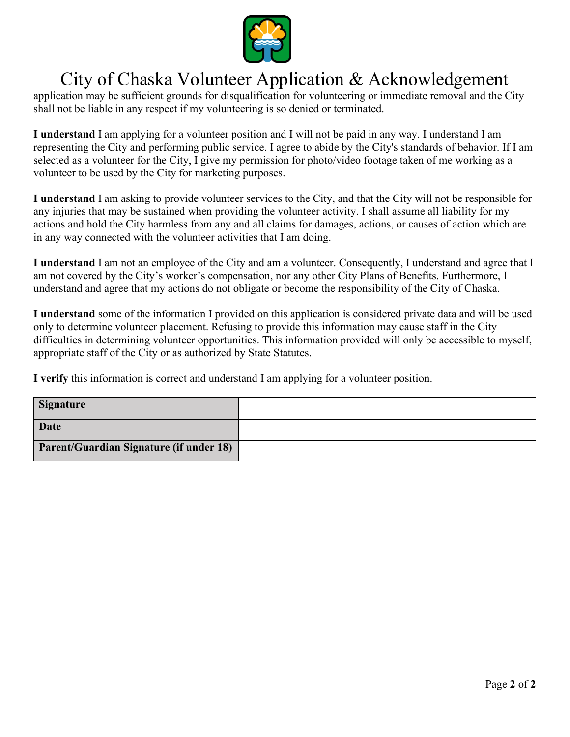# City of Chaska Volunteer Application & Acknowledgement

application may be sufficient grounds for disqualification for volunteering or immediate removal and the City shall not be liable in any respect if my volunteering is so denied or terminated.

**I understand** I am applying for a volunteer position and I will not be paid in any way. I understand I am representing the City and performing public service. I agree to abide by the City's standards of behavior. If I am selected as a volunteer for the City, I give my permission for photo/video footage taken of me working as a volunteer to be used by the City for marketing purposes.

**I understand** I am asking to provide volunteer services to the City, and that the City will not be responsible for any injuries that may be sustained when providing the volunteer activity. I shall assume all liability for my actions and hold the City harmless from any and all claims for damages, actions, or causes of action which are in any way connected with the volunteer activities that I am doing.

**I understand** I am not an employee of the City and am a volunteer. Consequently, I understand and agree that I am not covered by the City's worker's compensation, nor any other City Plans of Benefits. Furthermore, I understand and agree that my actions do not obligate or become the responsibility of the City of Chaska.

**I understand** some of the information I provided on this application is considered private data and will be used only to determine volunteer placement. Refusing to provide this information may cause staff in the City difficulties in determining volunteer opportunities. This information provided will only be accessible to myself, appropriate staff of the City or as authorized by State Statutes.

**I verify** this information is correct and understand I am applying for a volunteer position.

| | |
|---|---|
| **Signature** | |
| **Date** | |
| **Parent/Guardian Signature (if under 18)** | |